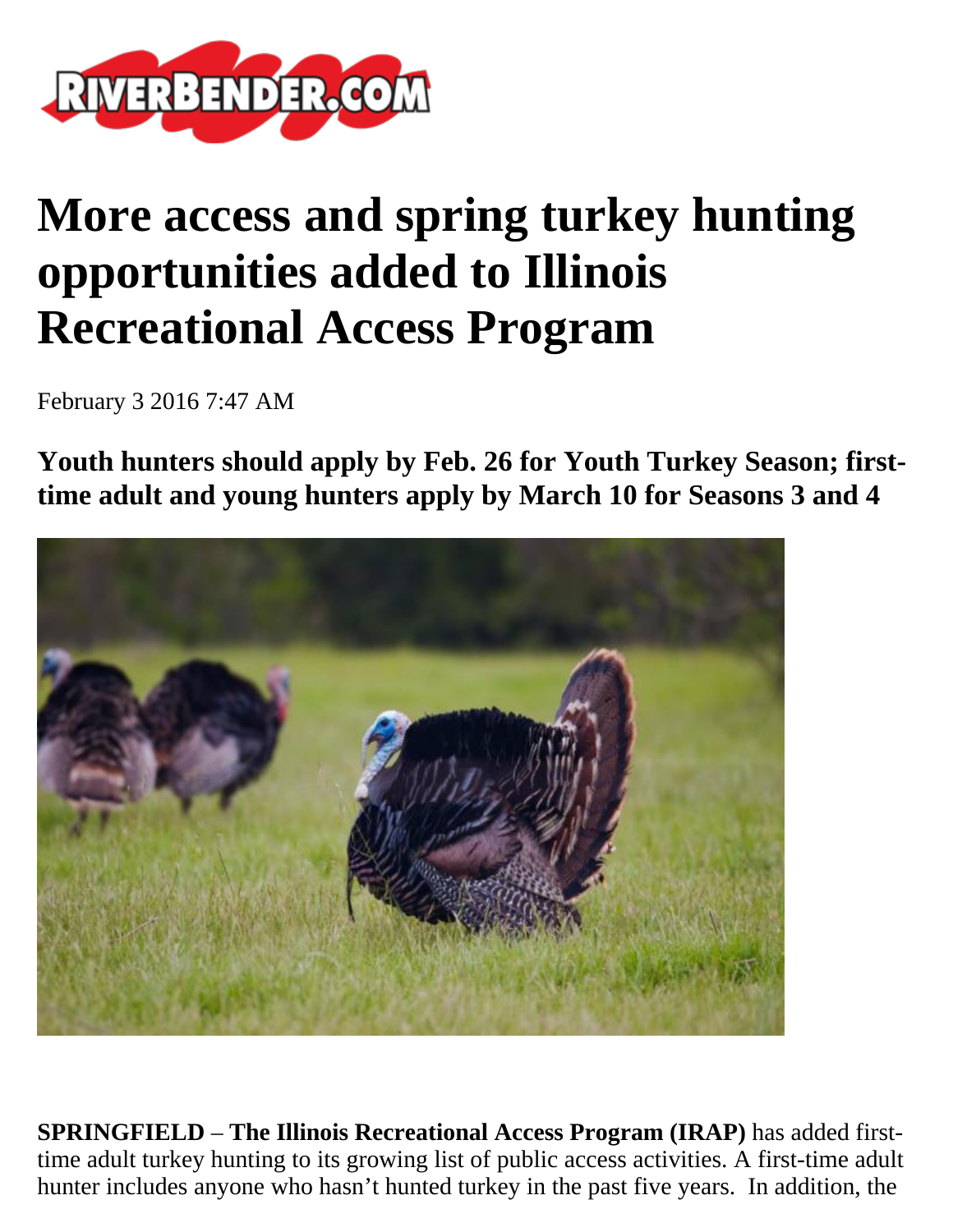# More access and spring turkey hunting opportunities added to Illinois Recreational Access Program

February 3 2016 7:47 AM

**Youth hunters should apply by Feb. 26 for Youth Turkey Season; first-time adult and young hunters apply by March 10 for Seasons 3 and 4**

**SPRINGFIELD** – **The Illinois Recreational Access Program (IRAP)** has added first-time adult turkey hunting to its growing list of public access activities. A first-time adult hunter includes anyone who hasn't hunted turkey in the past five years. In addition, the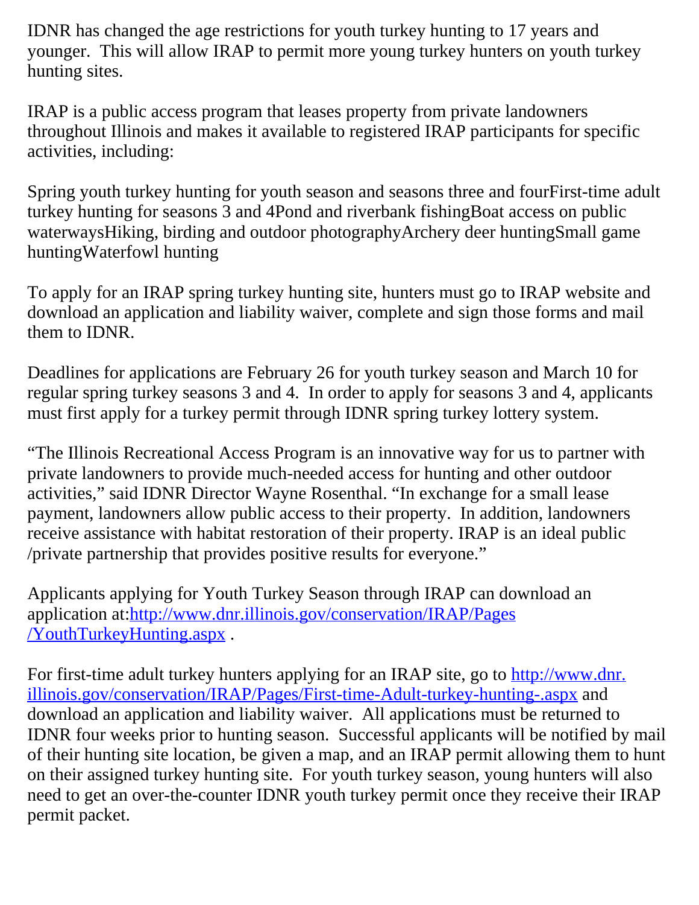IDNR has changed the age restrictions for youth turkey hunting to 17 years and younger. This will allow IRAP to permit more young turkey hunters on youth turkey hunting sites.

IRAP is a public access program that leases property from private landowners throughout Illinois and makes it available to registered IRAP participants for specific activities, including:

- Spring youth turkey hunting for youth season and seasons three and four
- First-time adult turkey hunting for seasons 3 and 4
- Pond and riverbank fishing
- Boat access on public waterways
- Hiking, birding and outdoor photography
- Archery deer hunting
- Small game hunting
- Waterfowl hunting

To apply for an IRAP spring turkey hunting site, hunters must go to IRAP website and download an application and liability waiver, complete and sign those forms and mail them to IDNR.

Deadlines for applications are February 26 for youth turkey season and March 10 for regular spring turkey seasons 3 and 4. In order to apply for seasons 3 and 4, applicants must first apply for a turkey permit through IDNR spring turkey lottery system.

“The Illinois Recreational Access Program is an innovative way for us to partner with private landowners to provide much-needed access for hunting and other outdoor activities,” said IDNR Director Wayne Rosenthal. “In exchange for a small lease payment, landowners allow public access to their property. In addition, landowners receive assistance with habitat restoration of their property. IRAP is an ideal public /private partnership that provides positive results for everyone.”

Applicants applying for Youth Turkey Season through IRAP can download an application at:[http://www.dnr.illinois.gov/conservation/IRAP/Pages/YouthTurkeyHunting.aspx](http://www.dnr.illinois.gov/conservation/IRAP/Pages/YouthTurkeyHunting.aspx) .

For first-time adult turkey hunters applying for an IRAP site, go to [http://www.dnr.illinois.gov/conservation/IRAP/Pages/First-time-Adult-turkey-hunting-.aspx](http://www.dnr.illinois.gov/conservation/IRAP/Pages/First-time-Adult-turkey-hunting-.aspx) and download an application and liability waiver. All applications must be returned to IDNR four weeks prior to hunting season. Successful applicants will be notified by mail of their hunting site location, be given a map, and an IRAP permit allowing them to hunt on their assigned turkey hunting site. For youth turkey season, young hunters will also need to get an over-the-counter IDNR youth turkey permit once they receive their IRAP permit packet.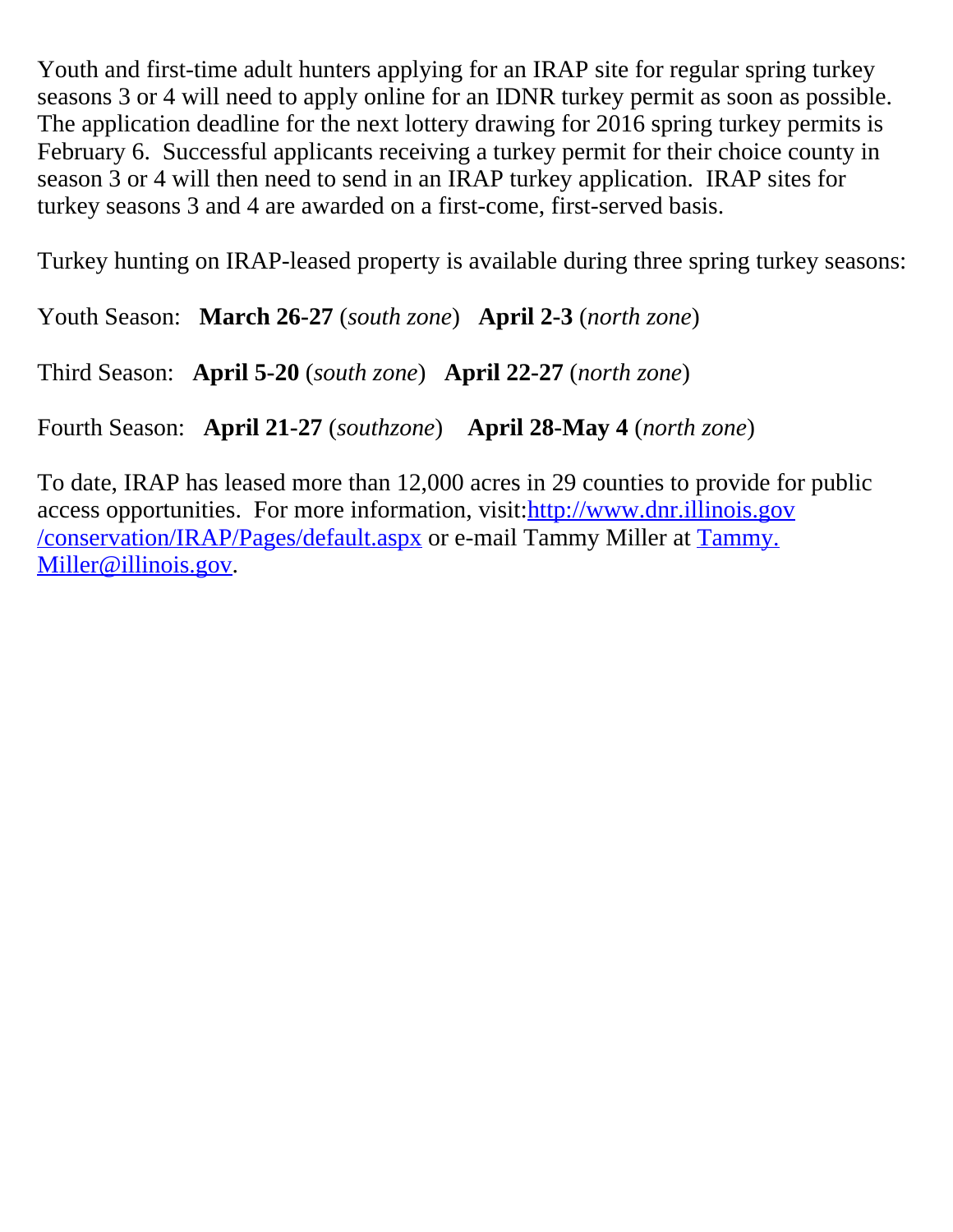Youth and first-time adult hunters applying for an IRAP site for regular spring turkey seasons 3 or 4 will need to apply online for an IDNR turkey permit as soon as possible. The application deadline for the next lottery drawing for 2016 spring turkey permits is February 6. Successful applicants receiving a turkey permit for their choice county in season 3 or 4 will then need to send in an IRAP turkey application. IRAP sites for turkey seasons 3 and 4 are awarded on a first-come, first-served basis.

Turkey hunting on IRAP-leased property is available during three spring turkey seasons:

Youth Season: **March 26-27** (*south zone*) **April 2-3** (*north zone*)

Third Season: **April 5-20** (*south zone*) **April 22-27** (*north zone*)

Fourth Season: **April 21-27** (*southzone*) **April 28-May 4** (*north zone*)

To date, IRAP has leased more than 12,000 acres in 29 counties to provide for public access opportunities. For more information, visit:[http://www.dnr.illinois.gov/conservation/IRAP/Pages/default.aspx](http://www.dnr.illinois.gov/conservation/IRAP/Pages/default.aspx) or e-mail Tammy Miller at [Tammy.Miller@illinois.gov](mailto:Tammy.Miller@illinois.gov).